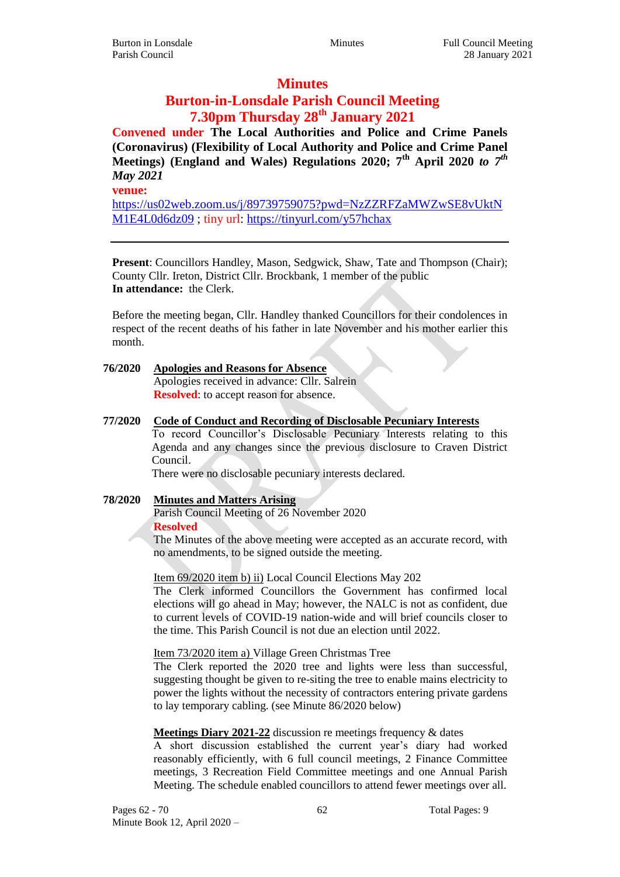# Minutes

## Burton-in-Lonsdale Parish Council Meeting
## 7.30pm Thursday 28th January 2021

**Convened under The Local Authorities and Police and Crime Panels (Coronavirus) (Flexibility of Local Authority and Police and Crime Panel Meetings) (England and Wales) Regulations 2020; 7th April 2020 *to 7th May 2021***

**venue:**
https://us02web.zoom.us/j/89739759075?pwd=NzZZRFZaMWZwSE8vUktNM1E4L0d6dz09 ; tiny url: https://tinyurl.com/y57hchax

---

**Present**: Councillors Handley, Mason, Sedgwick, Shaw, Tate and Thompson (Chair); County Cllr. Ireton, District Cllr. Brockbank, 1 member of the public
**In attendance:** the Clerk.

Before the meeting began, Cllr. Handley thanked Councillors for their condolences in respect of the recent deaths of his father in late November and his mother earlier this month.

**76/2020** **Apologies and Reasons for Absence**

Apologies received in advance: Cllr. Salrein
**Resolved**: to accept reason for absence.

**77/2020** **Code of Conduct and Recording of Disclosable Pecuniary Interests**

To record Councillor's Disclosable Pecuniary Interests relating to this Agenda and any changes since the previous disclosure to Craven District Council.
There were no disclosable pecuniary interests declared.

**78/2020** **Minutes and Matters Arising**

Parish Council Meeting of 26 November 2020
**Resolved**
The Minutes of the above meeting were accepted as an accurate record, with no amendments, to be signed outside the meeting.

Item 69/2020 item b) ii) Local Council Elections May 202
The Clerk informed Councillors the Government has confirmed local elections will go ahead in May; however, the NALC is not as confident, due to current levels of COVID-19 nation-wide and will brief councils closer to the time. This Parish Council is not due an election until 2022.

Item 73/2020 item a) Village Green Christmas Tree
The Clerk reported the 2020 tree and lights were less than successful, suggesting thought be given to re-siting the tree to enable mains electricity to power the lights without the necessity of contractors entering private gardens to lay temporary cabling. (see Minute 86/2020 below)

**Meetings Diary 2021-22** discussion re meetings frequency & dates
A short discussion established the current year's diary had worked reasonably efficiently, with 6 full council meetings, 2 Finance Committee meetings, 3 Recreation Field Committee meetings and one Annual Parish Meeting. The schedule enabled councillors to attend fewer meetings over all.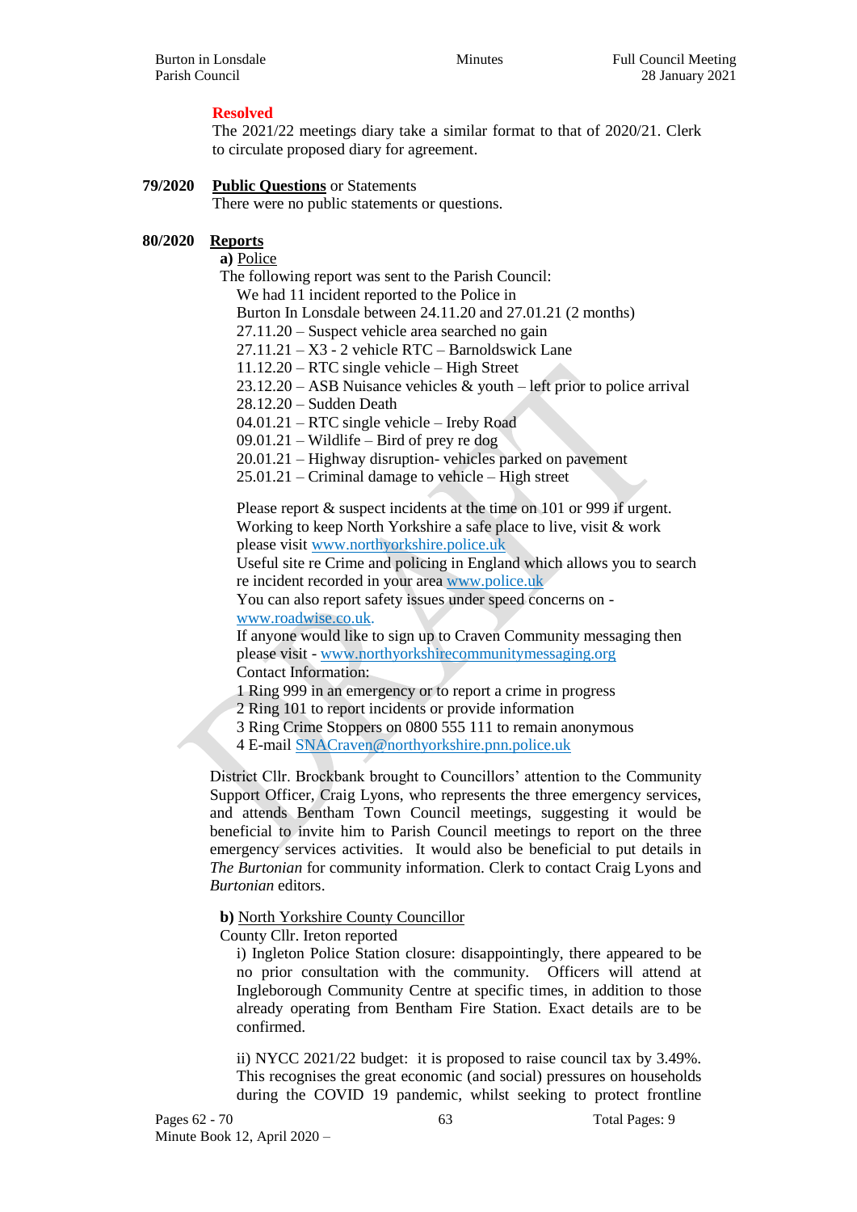**Resolved**

The 2021/22 meetings diary take a similar format to that of 2020/21. Clerk to circulate proposed diary for agreement.

**79/2020** **Public Questions** or Statements

There were no public statements or questions.

**80/2020** **Reports**

**a)** Police

The following report was sent to the Parish Council:

We had 11 incident reported to the Police in
Burton In Lonsdale between 24.11.20 and 27.01.21 (2 months)
27.11.20 – Suspect vehicle area searched no gain
27.11.21 – X3 - 2 vehicle RTC – Barnoldswick Lane
11.12.20 – RTC single vehicle – High Street
23.12.20 – ASB Nuisance vehicles & youth – left prior to police arrival
28.12.20 – Sudden Death
04.01.21 – RTC single vehicle – Ireby Road
09.01.21 – Wildlife – Bird of prey re dog
20.01.21 – Highway disruption- vehicles parked on pavement
25.01.21 – Criminal damage to vehicle – High street

Please report & suspect incidents at the time on 101 or 999 if urgent.
Working to keep North Yorkshire a safe place to live, visit & work please visit www.northyorkshire.police.uk
Useful site re Crime and policing in England which allows you to search re incident recorded in your area www.police.uk
You can also report safety issues under speed concerns on - www.roadwise.co.uk.
If anyone would like to sign up to Craven Community messaging then please visit - www.northyorkshirecommunitymessaging.org
Contact Information:
1 Ring 999 in an emergency or to report a crime in progress
2 Ring 101 to report incidents or provide information
3 Ring Crime Stoppers on 0800 555 111 to remain anonymous
4 E-mail SNACraven@northyorkshire.pnn.police.uk

District Cllr. Brockbank brought to Councillors' attention to the Community Support Officer, Craig Lyons, who represents the three emergency services, and attends Bentham Town Council meetings, suggesting it would be beneficial to invite him to Parish Council meetings to report on the three emergency services activities. It would also be beneficial to put details in *The Burtonian* for community information. Clerk to contact Craig Lyons and *Burtonian* editors.

**b)** North Yorkshire County Councillor

County Cllr. Ireton reported

i) Ingleton Police Station closure: disappointingly, there appeared to be no prior consultation with the community. Officers will attend at Ingleborough Community Centre at specific times, in addition to those already operating from Bentham Fire Station. Exact details are to be confirmed.

ii) NYCC 2021/22 budget: it is proposed to raise council tax by 3.49%. This recognises the great economic (and social) pressures on households during the COVID 19 pandemic, whilst seeking to protect frontline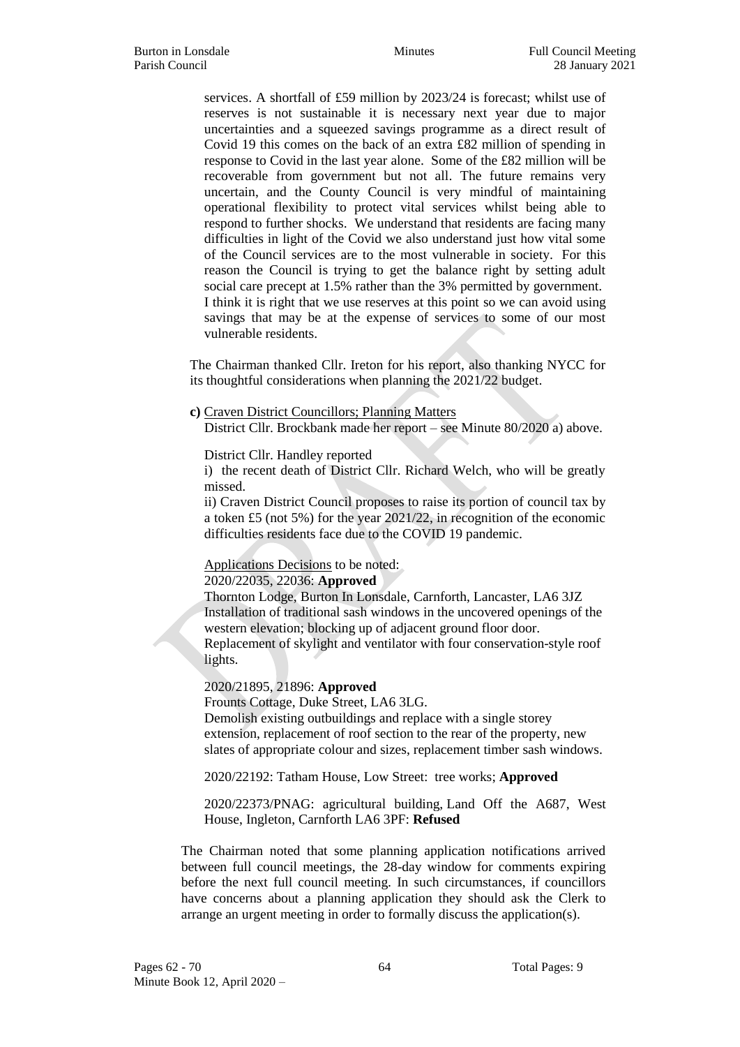services. A shortfall of £59 million by 2023/24 is forecast; whilst use of reserves is not sustainable it is necessary next year due to major uncertainties and a squeezed savings programme as a direct result of Covid 19 this comes on the back of an extra £82 million of spending in response to Covid in the last year alone. Some of the £82 million will be recoverable from government but not all. The future remains very uncertain, and the County Council is very mindful of maintaining operational flexibility to protect vital services whilst being able to respond to further shocks. We understand that residents are facing many difficulties in light of the Covid we also understand just how vital some of the Council services are to the most vulnerable in society. For this reason the Council is trying to get the balance right by setting adult social care precept at 1.5% rather than the 3% permitted by government. I think it is right that we use reserves at this point so we can avoid using savings that may be at the expense of services to some of our most vulnerable residents.

The Chairman thanked Cllr. Ireton for his report, also thanking NYCC for its thoughtful considerations when planning the 2021/22 budget.

**c)** Craven District Councillors; Planning Matters
District Cllr. Brockbank made her report – see Minute 80/2020 a) above.

District Cllr. Handley reported

i) the recent death of District Cllr. Richard Welch, who will be greatly missed.

ii) Craven District Council proposes to raise its portion of council tax by a token £5 (not 5%) for the year 2021/22, in recognition of the economic difficulties residents face due to the COVID 19 pandemic.

Applications Decisions to be noted:

2020/22035, 22036: **Approved**
Thornton Lodge, Burton In Lonsdale, Carnforth, Lancaster, LA6 3JZ
Installation of traditional sash windows in the uncovered openings of the western elevation; blocking up of adjacent ground floor door.
Replacement of skylight and ventilator with four conservation-style roof lights.

2020/21895, 21896: **Approved**
Frounts Cottage, Duke Street, LA6 3LG.
Demolish existing outbuildings and replace with a single storey extension, replacement of roof section to the rear of the property, new slates of appropriate colour and sizes, replacement timber sash windows.

2020/22192: Tatham House, Low Street: tree works; **Approved**

2020/22373/PNAG: agricultural building, Land Off the A687, West House, Ingleton, Carnforth LA6 3PF: **Refused**

The Chairman noted that some planning application notifications arrived between full council meetings, the 28-day window for comments expiring before the next full council meeting. In such circumstances, if councillors have concerns about a planning application they should ask the Clerk to arrange an urgent meeting in order to formally discuss the application(s).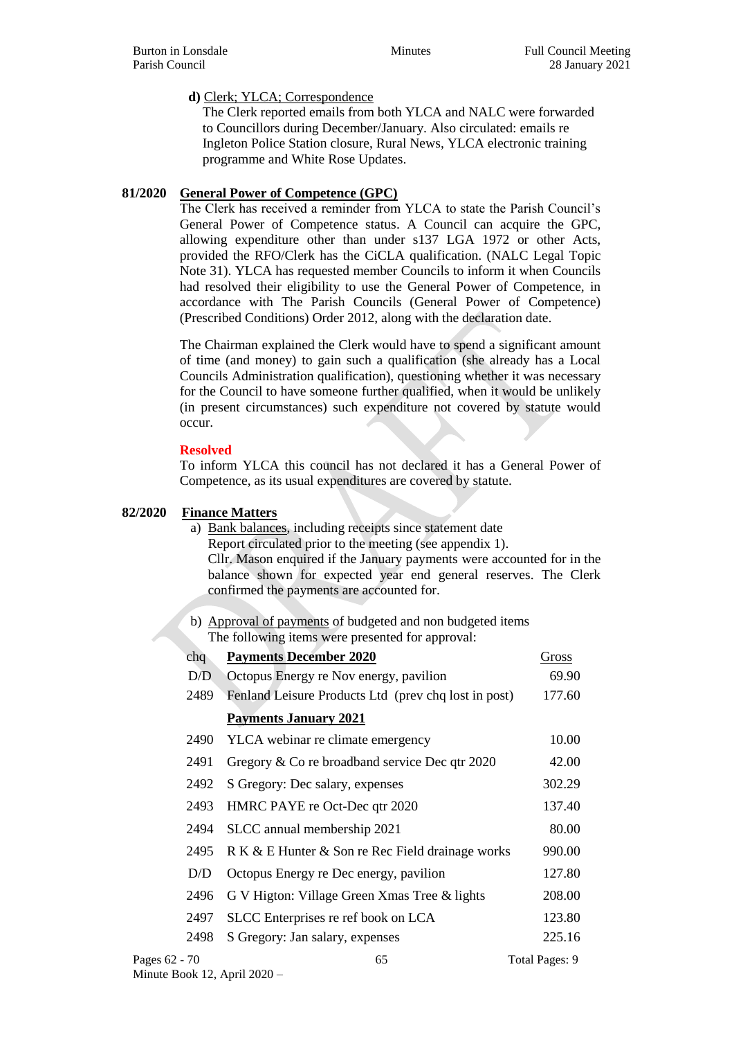**d)** Clerk; YLCA; Correspondence

The Clerk reported emails from both YLCA and NALC were forwarded to Councillors during December/January. Also circulated: emails re Ingleton Police Station closure, Rural News, YLCA electronic training programme and White Rose Updates.

**81/2020 General Power of Competence (GPC)**

The Clerk has received a reminder from YLCA to state the Parish Council's General Power of Competence status. A Council can acquire the GPC, allowing expenditure other than under s137 LGA 1972 or other Acts, provided the RFO/Clerk has the CiCLA qualification. (NALC Legal Topic Note 31). YLCA has requested member Councils to inform it when Councils had resolved their eligibility to use the General Power of Competence, in accordance with The Parish Councils (General Power of Competence) (Prescribed Conditions) Order 2012, along with the declaration date.

The Chairman explained the Clerk would have to spend a significant amount of time (and money) to gain such a qualification (she already has a Local Councils Administration qualification), questioning whether it was necessary for the Council to have someone further qualified, when it would be unlikely (in present circumstances) such expenditure not covered by statute would occur.

**Resolved**

To inform YLCA this council has not declared it has a General Power of Competence, as its usual expenditures are covered by statute.

**82/2020 Finance Matters**

a) Bank balances, including receipts since statement date
Report circulated prior to the meeting (see appendix 1).
Cllr. Mason enquired if the January payments were accounted for in the balance shown for expected year end general reserves. The Clerk confirmed the payments are accounted for.

b) Approval of payments of budgeted and non budgeted items
The following items were presented for approval:

| chq | **Payments December 2020** | Gross |
|---|---|---|
| D/D | Octopus Energy re Nov energy, pavilion | 69.90 |
| 2489 | Fenland Leisure Products Ltd (prev chq lost in post) | 177.60 |
| | **Payments January 2021** | |
| 2490 | YLCA webinar re climate emergency | 10.00 |
| 2491 | Gregory & Co re broadband service Dec qtr 2020 | 42.00 |
| 2492 | S Gregory: Dec salary, expenses | 302.29 |
| 2493 | HMRC PAYE re Oct-Dec qtr 2020 | 137.40 |
| 2494 | SLCC annual membership 2021 | 80.00 |
| 2495 | R K & E Hunter & Son re Rec Field drainage works | 990.00 |
| D/D | Octopus Energy re Dec energy, pavilion | 127.80 |
| 2496 | G V Higton: Village Green Xmas Tree & lights | 208.00 |
| 2497 | SLCC Enterprises re ref book on LCA | 123.80 |
| 2498 | S Gregory: Jan salary, expenses | 225.16 |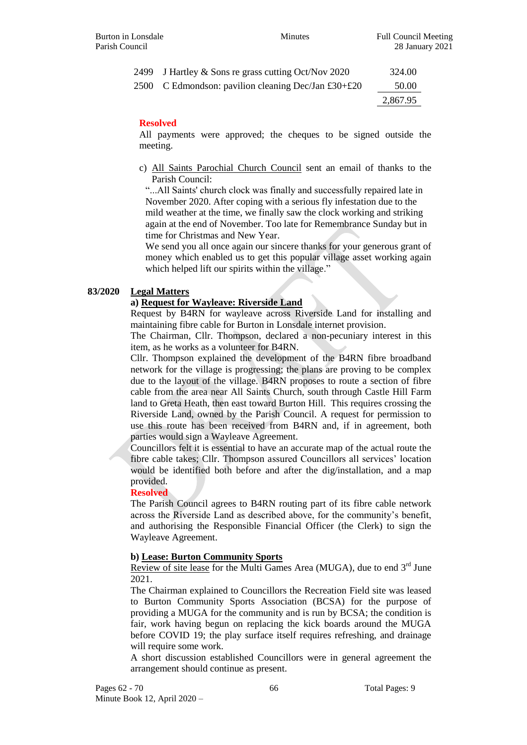| | | |
|---|---|---|
| 2499 | J Hartley & Sons re grass cutting Oct/Nov 2020 | 324.00 |
| 2500 | C Edmondson: pavilion cleaning Dec/Jan £30+£20 | 50.00 |
| | | 2,867.95 |

**Resolved**

All payments were approved; the cheques to be signed outside the meeting.

c) All Saints Parochial Church Council sent an email of thanks to the Parish Council:

"...All Saints' church clock was finally and successfully repaired late in November 2020. After coping with a serious fly infestation due to the mild weather at the time, we finally saw the clock working and striking again at the end of November. Too late for Remembrance Sunday but in time for Christmas and New Year.

We send you all once again our sincere thanks for your generous grant of money which enabled us to get this popular village asset working again which helped lift our spirits within the village."

## 83/2020 Legal Matters

### a) Request for Wayleave: Riverside Land

Request by B4RN for wayleave across Riverside Land for installing and maintaining fibre cable for Burton in Lonsdale internet provision.

The Chairman, Cllr. Thompson, declared a non-pecuniary interest in this item, as he works as a volunteer for B4RN.

Cllr. Thompson explained the development of the B4RN fibre broadband network for the village is progressing; the plans are proving to be complex due to the layout of the village. B4RN proposes to route a section of fibre cable from the area near All Saints Church, south through Castle Hill Farm land to Greta Heath, then east toward Burton Hill. This requires crossing the Riverside Land, owned by the Parish Council. A request for permission to use this route has been received from B4RN and, if in agreement, both parties would sign a Wayleave Agreement.

Councillors felt it is essential to have an accurate map of the actual route the fibre cable takes; Cllr. Thompson assured Councillors all services' location would be identified both before and after the dig/installation, and a map provided.

**Resolved**

The Parish Council agrees to B4RN routing part of its fibre cable network across the Riverside Land as described above, for the community's benefit, and authorising the Responsible Financial Officer (the Clerk) to sign the Wayleave Agreement.

### b) Lease: Burton Community Sports

Review of site lease for the Multi Games Area (MUGA), due to end 3rd June 2021.

The Chairman explained to Councillors the Recreation Field site was leased to Burton Community Sports Association (BCSA) for the purpose of providing a MUGA for the community and is run by BCSA; the condition is fair, work having begun on replacing the kick boards around the MUGA before COVID 19; the play surface itself requires refreshing, and drainage will require some work.

A short discussion established Councillors were in general agreement the arrangement should continue as present.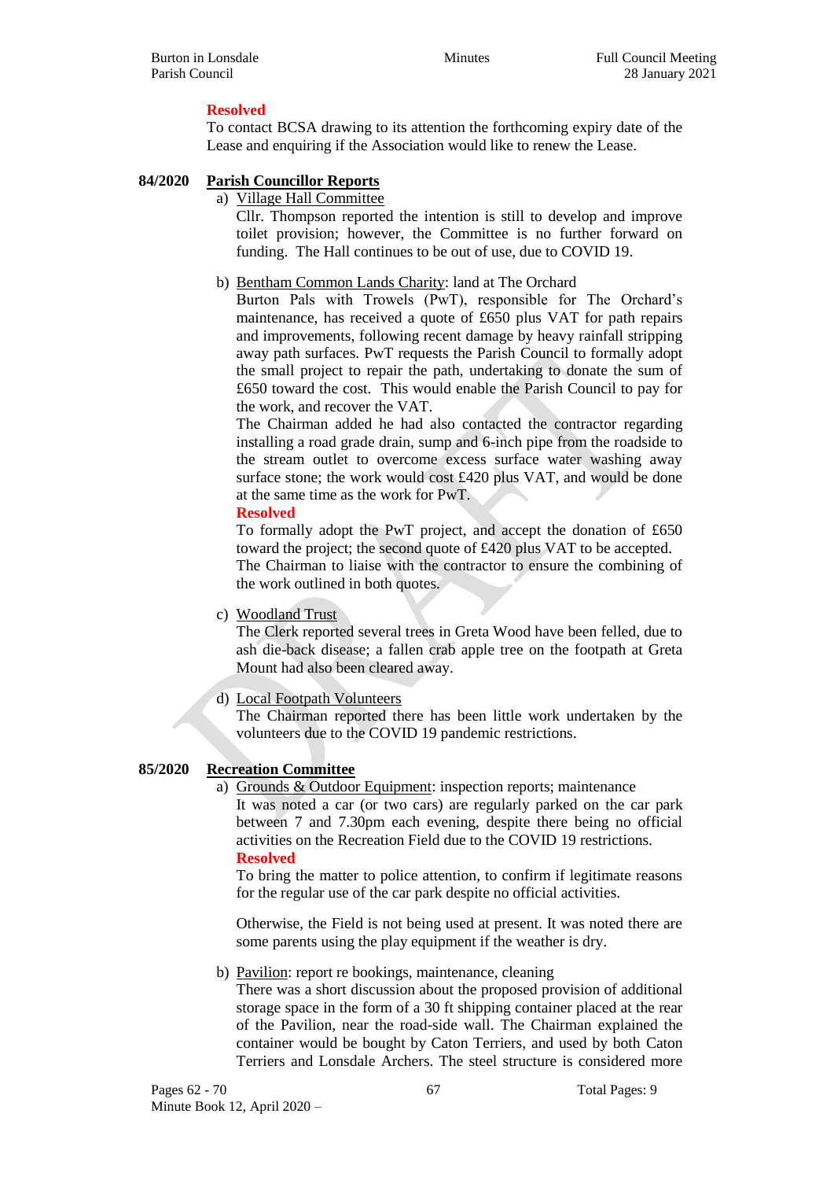**Resolved**

To contact BCSA drawing to its attention the forthcoming expiry date of the Lease and enquiring if the Association would like to renew the Lease.

## 84/2020 Parish Councillor Reports

a) Village Hall Committee

Cllr. Thompson reported the intention is still to develop and improve toilet provision; however, the Committee is no further forward on funding. The Hall continues to be out of use, due to COVID 19.

b) Bentham Common Lands Charity: land at The Orchard

Burton Pals with Trowels (PwT), responsible for The Orchard's maintenance, has received a quote of £650 plus VAT for path repairs and improvements, following recent damage by heavy rainfall stripping away path surfaces. PwT requests the Parish Council to formally adopt the small project to repair the path, undertaking to donate the sum of £650 toward the cost. This would enable the Parish Council to pay for the work, and recover the VAT.

The Chairman added he had also contacted the contractor regarding installing a road grade drain, sump and 6-inch pipe from the roadside to the stream outlet to overcome excess surface water washing away surface stone; the work would cost £420 plus VAT, and would be done at the same time as the work for PwT.

**Resolved**

To formally adopt the PwT project, and accept the donation of £650 toward the project; the second quote of £420 plus VAT to be accepted. The Chairman to liaise with the contractor to ensure the combining of the work outlined in both quotes.

c) Woodland Trust

The Clerk reported several trees in Greta Wood have been felled, due to ash die-back disease; a fallen crab apple tree on the footpath at Greta Mount had also been cleared away.

d) Local Footpath Volunteers

The Chairman reported there has been little work undertaken by the volunteers due to the COVID 19 pandemic restrictions.

## 85/2020 Recreation Committee

a) Grounds & Outdoor Equipment: inspection reports; maintenance

It was noted a car (or two cars) are regularly parked on the car park between 7 and 7.30pm each evening, despite there being no official activities on the Recreation Field due to the COVID 19 restrictions.

**Resolved**

To bring the matter to police attention, to confirm if legitimate reasons for the regular use of the car park despite no official activities.

Otherwise, the Field is not being used at present. It was noted there are some parents using the play equipment if the weather is dry.

b) Pavilion: report re bookings, maintenance, cleaning

There was a short discussion about the proposed provision of additional storage space in the form of a 30 ft shipping container placed at the rear of the Pavilion, near the road-side wall. The Chairman explained the container would be bought by Caton Terriers, and used by both Caton Terriers and Lonsdale Archers. The steel structure is considered more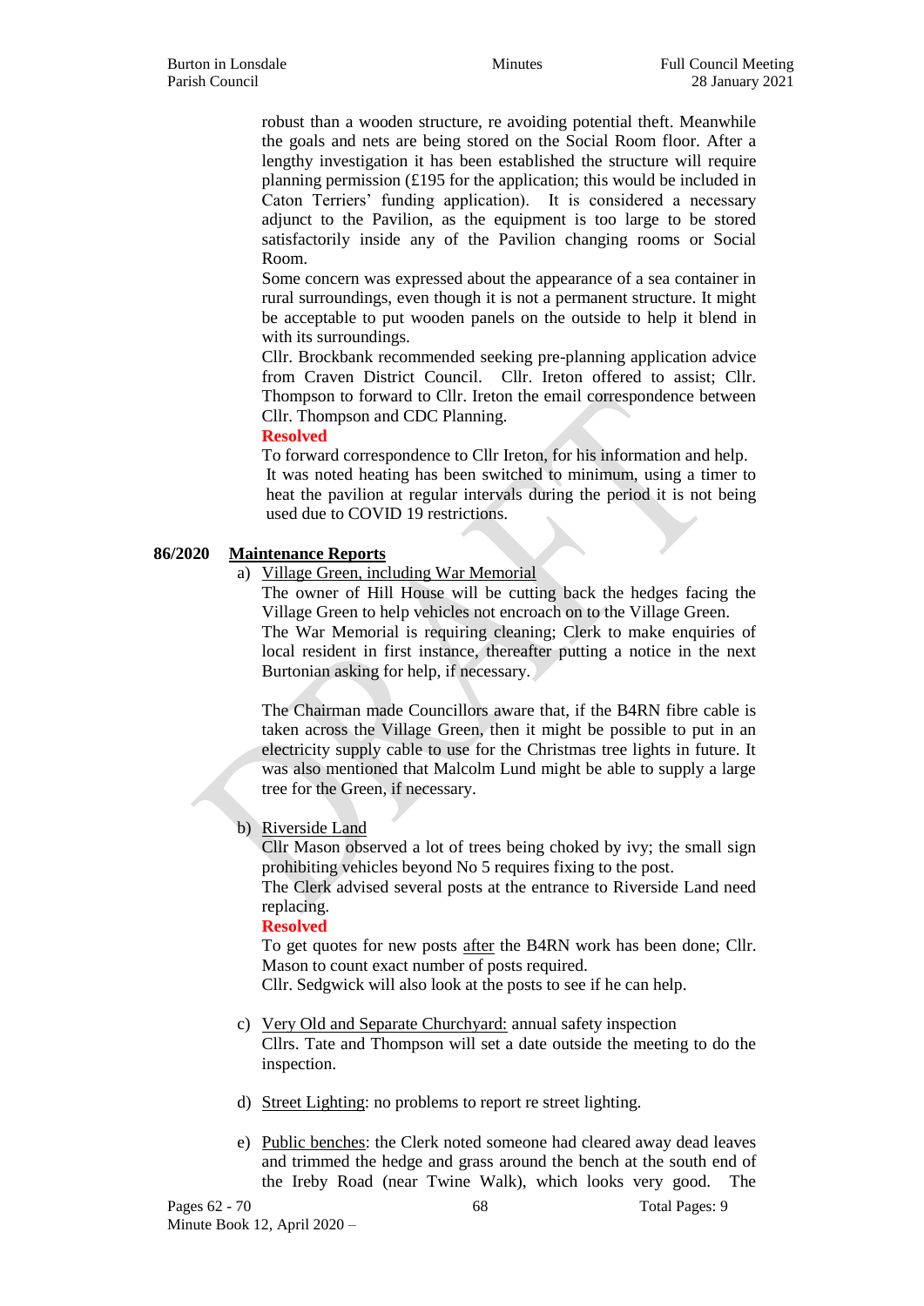robust than a wooden structure, re avoiding potential theft. Meanwhile the goals and nets are being stored on the Social Room floor. After a lengthy investigation it has been established the structure will require planning permission (£195 for the application; this would be included in Caton Terriers' funding application). It is considered a necessary adjunct to the Pavilion, as the equipment is too large to be stored satisfactorily inside any of the Pavilion changing rooms or Social Room.

Some concern was expressed about the appearance of a sea container in rural surroundings, even though it is not a permanent structure. It might be acceptable to put wooden panels on the outside to help it blend in with its surroundings.

Cllr. Brockbank recommended seeking pre-planning application advice from Craven District Council. Cllr. Ireton offered to assist; Cllr. Thompson to forward to Cllr. Ireton the email correspondence between Cllr. Thompson and CDC Planning.

**Resolved**

To forward correspondence to Cllr Ireton, for his information and help.

It was noted heating has been switched to minimum, using a timer to heat the pavilion at regular intervals during the period it is not being used due to COVID 19 restrictions.

**86/2020 Maintenance Reports**

a) Village Green, including War Memorial

The owner of Hill House will be cutting back the hedges facing the Village Green to help vehicles not encroach on to the Village Green.

The War Memorial is requiring cleaning; Clerk to make enquiries of local resident in first instance, thereafter putting a notice in the next Burtonian asking for help, if necessary.

The Chairman made Councillors aware that, if the B4RN fibre cable is taken across the Village Green, then it might be possible to put in an electricity supply cable to use for the Christmas tree lights in future. It was also mentioned that Malcolm Lund might be able to supply a large tree for the Green, if necessary.

b) Riverside Land

Cllr Mason observed a lot of trees being choked by ivy; the small sign prohibiting vehicles beyond No 5 requires fixing to the post.

The Clerk advised several posts at the entrance to Riverside Land need replacing.

**Resolved**

To get quotes for new posts after the B4RN work has been done; Cllr. Mason to count exact number of posts required.

Cllr. Sedgwick will also look at the posts to see if he can help.

c) Very Old and Separate Churchyard: annual safety inspection

Cllrs. Tate and Thompson will set a date outside the meeting to do the inspection.

d) Street Lighting: no problems to report re street lighting.

e) Public benches: the Clerk noted someone had cleared away dead leaves and trimmed the hedge and grass around the bench at the south end of the Ireby Road (near Twine Walk), which looks very good. The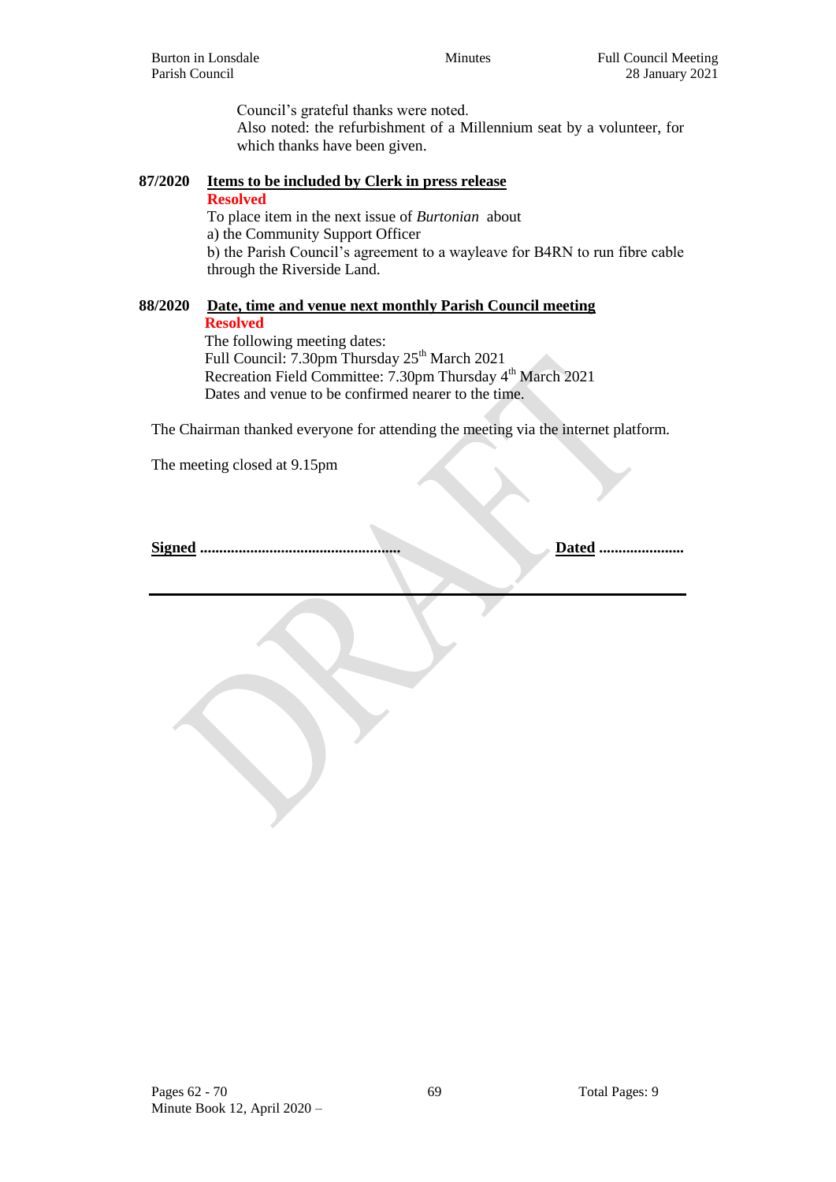Council's grateful thanks were noted.
Also noted: the refurbishment of a Millennium seat by a volunteer, for which thanks have been given.

**87/2020 Items to be included by Clerk in press release**

**Resolved**

To place item in the next issue of *Burtonian* about

a) the Community Support Officer

b) the Parish Council's agreement to a wayleave for B4RN to run fibre cable through the Riverside Land.

**88/2020 Date, time and venue next monthly Parish Council meeting**

**Resolved**

The following meeting dates:

Full Council: 7.30pm Thursday 25th March 2021

Recreation Field Committee: 7.30pm Thursday 4th March 2021

Dates and venue to be confirmed nearer to the time.

The Chairman thanked everyone for attending the meeting via the internet platform.

The meeting closed at 9.15pm

**Signed** .................................................... **Dated** ......................

Pages 62 - 70

Minute Book 12, April 2020 –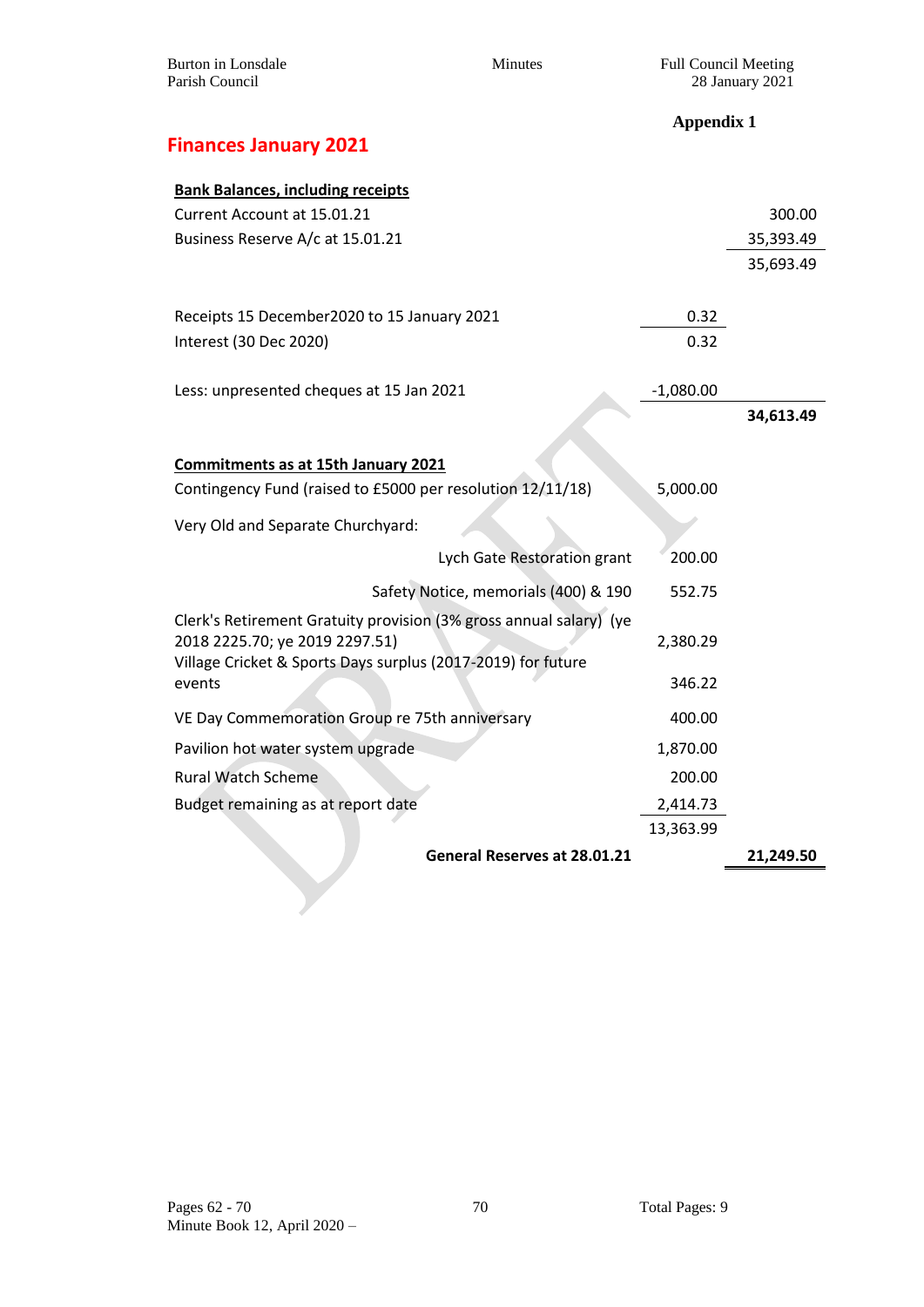**Appendix 1**

## Finances January 2021

| | | |
|---|---|---|
| **Bank Balances, including receipts** | | |
| Current Account at 15.01.21 | | 300.00 |
| Business Reserve A/c at 15.01.21 | | 35,393.49 |
| | | 35,693.49 |
| | | |
| Receipts 15 December2020 to 15 January 2021 | 0.32 | |
| Interest (30 Dec 2020) | 0.32 | |
| | | |
| Less: unpresented cheques at 15 Jan 2021 | -1,080.00 | |
| | | **34,613.49** |
| | | |
| **Commitments as at 15th January 2021** | | |
| Contingency Fund (raised to £5000 per resolution 12/11/18) | 5,000.00 | |
| Very Old and Separate Churchyard: | | |
| Lych Gate Restoration grant | 200.00 | |
| Safety Notice, memorials (400) & 190 | 552.75 | |
| Clerk's Retirement Gratuity provision (3% gross annual salary) (ye 2018 2225.70; ye 2019 2297.51) | 2,380.29 | |
| Village Cricket & Sports Days surplus (2017-2019) for future events | 346.22 | |
| VE Day Commemoration Group re 75th anniversary | 400.00 | |
| Pavilion hot water system upgrade | 1,870.00 | |
| Rural Watch Scheme | 200.00 | |
| Budget remaining as at report date | 2,414.73 | |
| | 13,363.99 | |
| **General Reserves at 28.01.21** | | **21,249.50** |